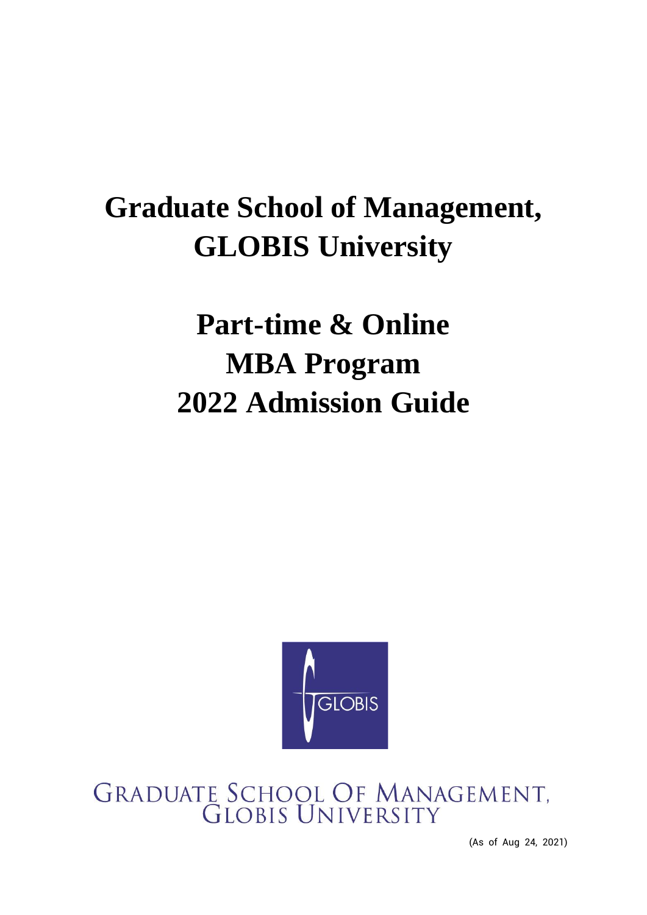# Graduate School of Management, GLOBIS University

# Part-time & Online MBA Program 2022 Admission Guide

GRADUATE SCHOOL OF MANAGEMENT, GLOBIS UNIVERSITY

(As of Aug 24, 2021)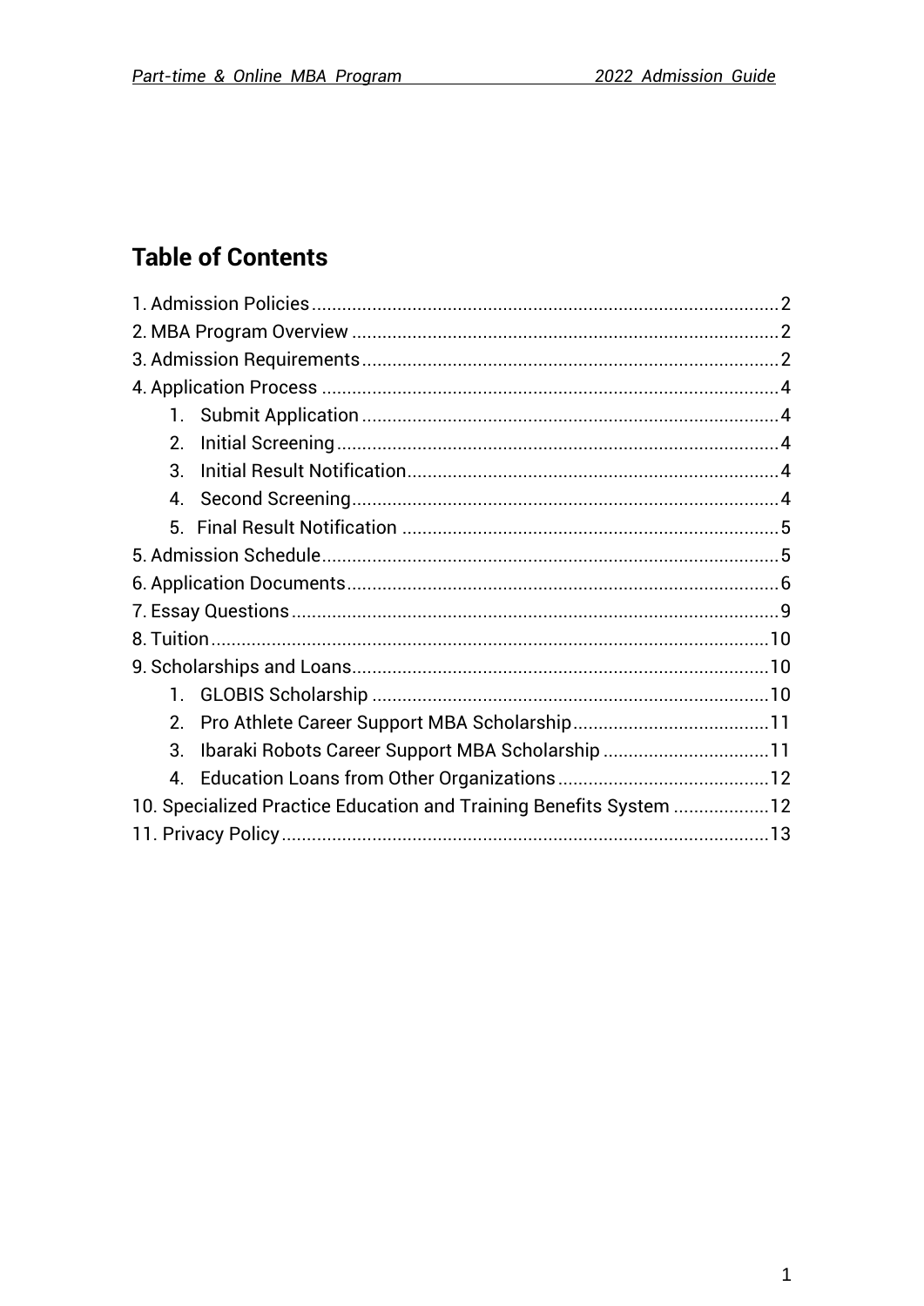## Table of Contents

1. Admission Policies ........ 2
2. MBA Program Overview ........ 2
3. Admission Requirements ........ 2
4. Application Process ........ 4
    1. Submit Application ........ 4
    2. Initial Screening ........ 4
    3. Initial Result Notification ........ 4
    4. Second Screening ........ 4
    5. Final Result Notification ........ 5
5. Admission Schedule ........ 5
6. Application Documents ........ 6
7. Essay Questions ........ 9
8. Tuition ........ 10
9. Scholarships and Loans ........ 10
    1. GLOBIS Scholarship ........ 10
    2. Pro Athlete Career Support MBA Scholarship ........ 11
    3. Ibaraki Robots Career Support MBA Scholarship ........ 11
    4. Education Loans from Other Organizations ........ 12
10. Specialized Practice Education and Training Benefits System ........ 12
11. Privacy Policy ........ 13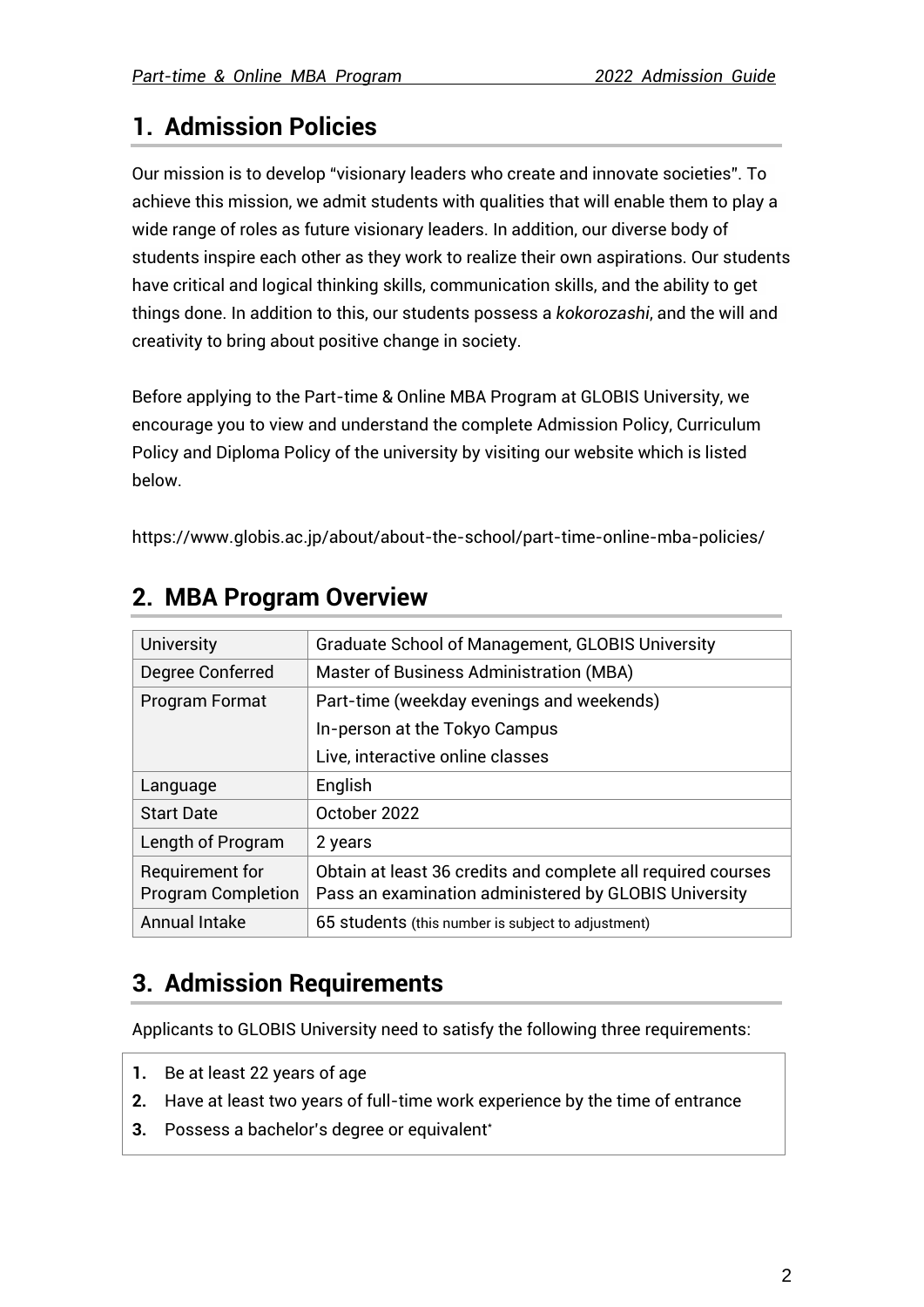## 1. Admission Policies

Our mission is to develop "visionary leaders who create and innovate societies". To achieve this mission, we admit students with qualities that will enable them to play a wide range of roles as future visionary leaders. In addition, our diverse body of students inspire each other as they work to realize their own aspirations. Our students have critical and logical thinking skills, communication skills, and the ability to get things done. In addition to this, our students possess a *kokorozashi*, and the will and creativity to bring about positive change in society.

Before applying to the Part-time & Online MBA Program at GLOBIS University, we encourage you to view and understand the complete Admission Policy, Curriculum Policy and Diploma Policy of the university by visiting our website which is listed below.

https://www.globis.ac.jp/about/about-the-school/part-time-online-mba-policies/

## 2. MBA Program Overview

| | |
|---|---|
| University | Graduate School of Management, GLOBIS University |
| Degree Conferred | Master of Business Administration (MBA) |
| Program Format | Part-time (weekday evenings and weekends)<br>In-person at the Tokyo Campus<br>Live, interactive online classes |
| Language | English |
| Start Date | October 2022 |
| Length of Program | 2 years |
| Requirement for Program Completion | Obtain at least 36 credits and complete all required courses<br>Pass an examination administered by GLOBIS University |
| Annual Intake | 65 students (this number is subject to adjustment) |

## 3. Admission Requirements

Applicants to GLOBIS University need to satisfy the following three requirements:

1. Be at least 22 years of age
2. Have at least two years of full-time work experience by the time of entrance
3. Possess a bachelor's degree or equivalent*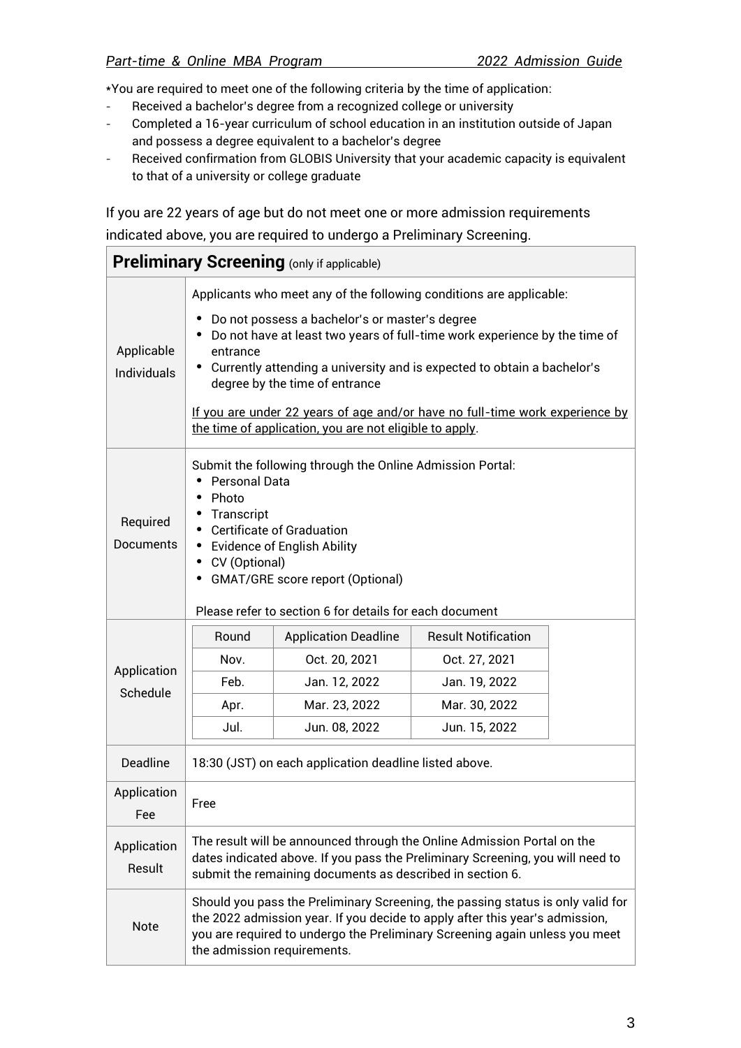*You are required to meet one of the following criteria by the time of application:

- Received a bachelor's degree from a recognized college or university
- Completed a 16-year curriculum of school education in an institution outside of Japan and possess a degree equivalent to a bachelor's degree
- Received confirmation from GLOBIS University that your academic capacity is equivalent to that of a university or college graduate

If you are 22 years of age but do not meet one or more admission requirements indicated above, you are required to undergo a Preliminary Screening.

| **Preliminary Screening** (only if applicable) | |
|---|---|
| Applicable Individuals | Applicants who meet any of the following conditions are applicable:<br>• Do not possess a bachelor's or master's degree<br>• Do not have at least two years of full-time work experience by the time of entrance<br>• Currently attending a university and is expected to obtain a bachelor's degree by the time of entrance<br><br><u>If you are under 22 years of age and/or have no full-time work experience by the time of application, you are not eligible to apply</u>. |
| Required Documents | Submit the following through the Online Admission Portal:<br>• Personal Data<br>• Photo<br>• Transcript<br>• Certificate of Graduation<br>• Evidence of English Ability<br>• CV (Optional)<br>• GMAT/GRE score report (Optional)<br><br>Please refer to section 6 for details for each document |
| Application Schedule | Round / Application Deadline / Result Notification<br>Nov. / Oct. 20, 2021 / Oct. 27, 2021<br>Feb. / Jan. 12, 2022 / Jan. 19, 2022<br>Apr. / Mar. 23, 2022 / Mar. 30, 2022<br>Jul. / Jun. 08, 2022 / Jun. 15, 2022 |
| Deadline | 18:30 (JST) on each application deadline listed above. |
| Application Fee | Free |
| Application Result | The result will be announced through the Online Admission Portal on the dates indicated above. If you pass the Preliminary Screening, you will need to submit the remaining documents as described in section 6. |
| Note | Should you pass the Preliminary Screening, the passing status is only valid for the 2022 admission year. If you decide to apply after this year's admission, you are required to undergo the Preliminary Screening again unless you meet the admission requirements. |

**Application Schedule**

| Round | Application Deadline | Result Notification |
|---|---|---|
| Nov. | Oct. 20, 2021 | Oct. 27, 2021 |
| Feb. | Jan. 12, 2022 | Jan. 19, 2022 |
| Apr. | Mar. 23, 2022 | Mar. 30, 2022 |
| Jul. | Jun. 08, 2022 | Jun. 15, 2022 |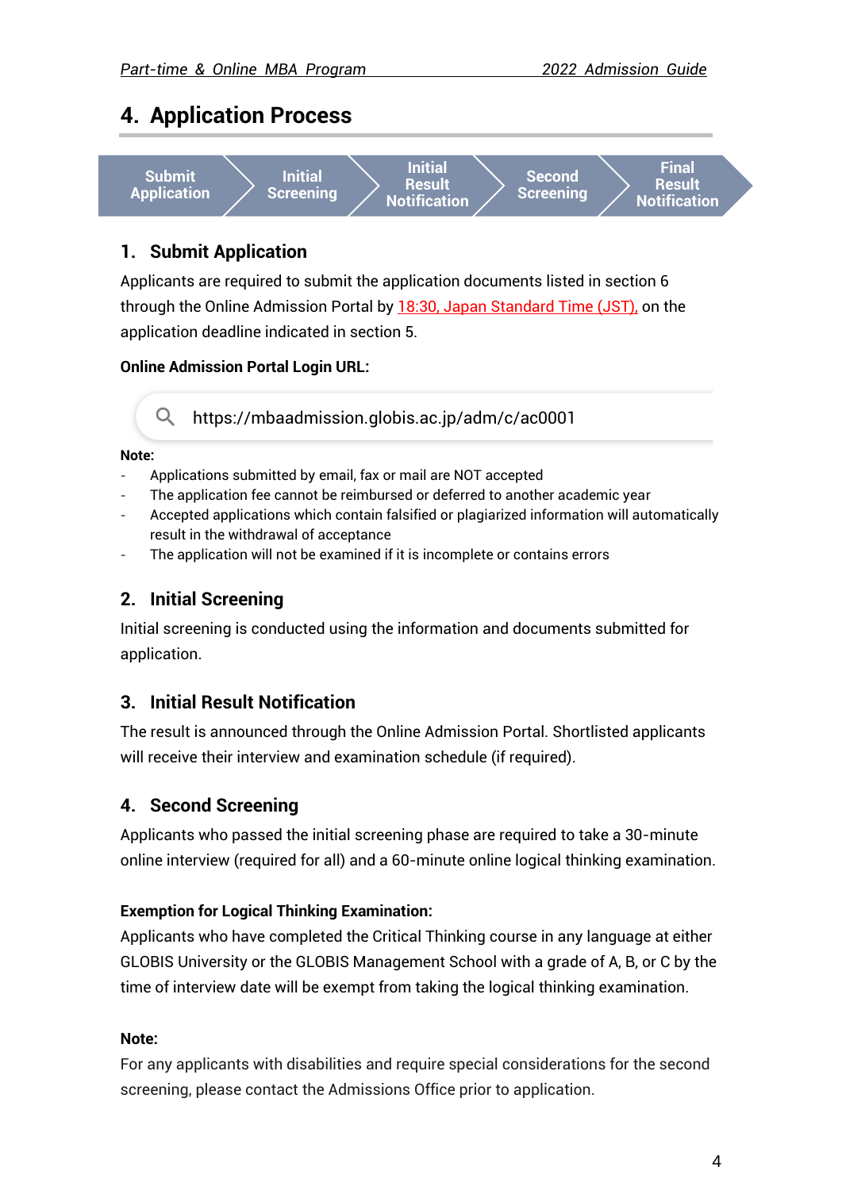## 4. Application Process

Submit Application → Initial Screening → Initial Result Notification → Second Screening → Final Result Notification

### 1. Submit Application

Applicants are required to submit the application documents listed in section 6 through the Online Admission Portal by 18:30, Japan Standard Time (JST), on the application deadline indicated in section 5.

**Online Admission Portal Login URL:**

https://mbaadmission.globis.ac.jp/adm/c/ac0001

**Note:**

- Applications submitted by email, fax or mail are NOT accepted
- The application fee cannot be reimbursed or deferred to another academic year
- Accepted applications which contain falsified or plagiarized information will automatically result in the withdrawal of acceptance
- The application will not be examined if it is incomplete or contains errors

### 2. Initial Screening

Initial screening is conducted using the information and documents submitted for application.

### 3. Initial Result Notification

The result is announced through the Online Admission Portal. Shortlisted applicants will receive their interview and examination schedule (if required).

### 4. Second Screening

Applicants who passed the initial screening phase are required to take a 30-minute online interview (required for all) and a 60-minute online logical thinking examination.

**Exemption for Logical Thinking Examination:**

Applicants who have completed the Critical Thinking course in any language at either GLOBIS University or the GLOBIS Management School with a grade of A, B, or C by the time of interview date will be exempt from taking the logical thinking examination.

**Note:**

For any applicants with disabilities and require special considerations for the second screening, please contact the Admissions Office prior to application.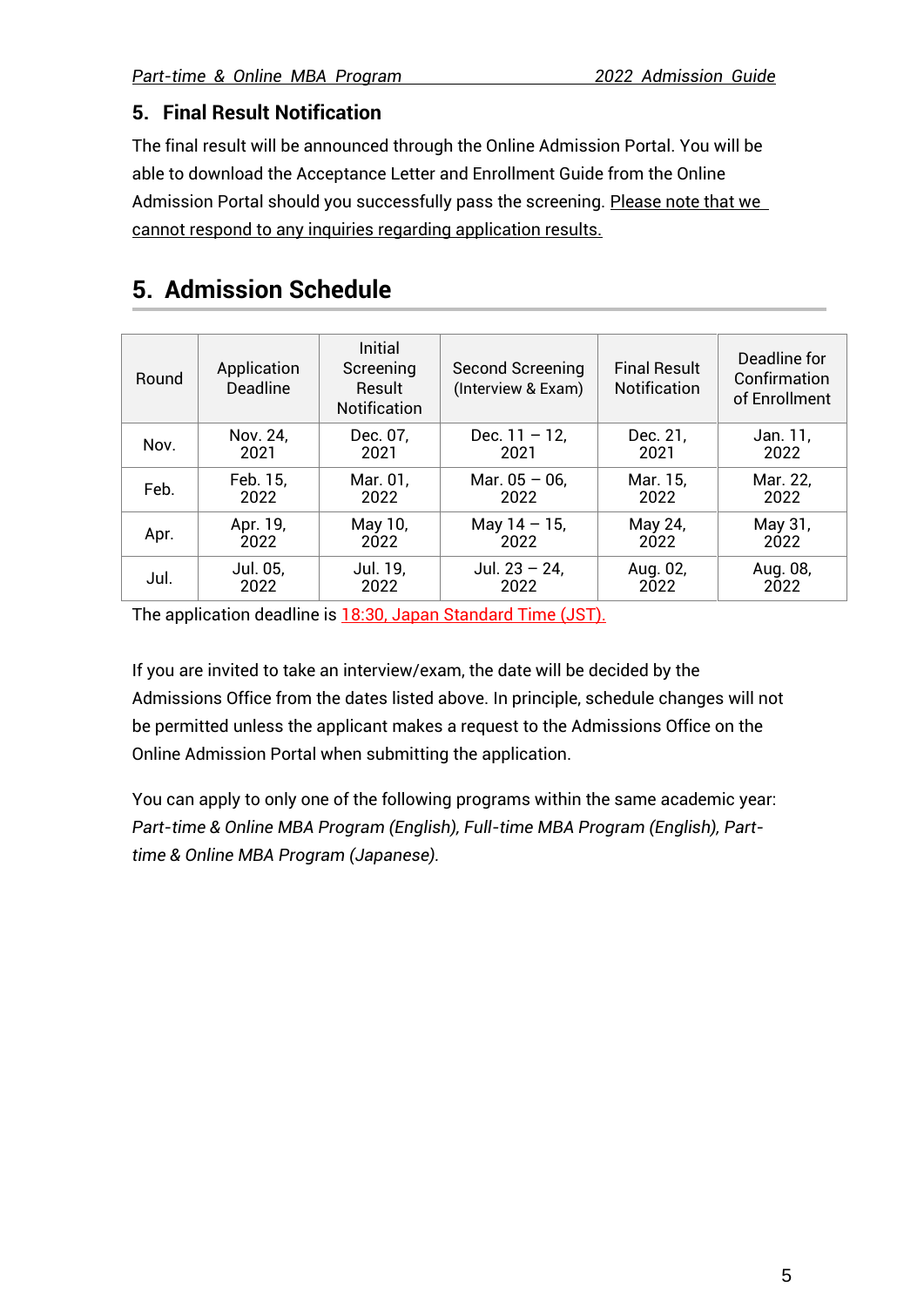### 5. Final Result Notification

The final result will be announced through the Online Admission Portal. You will be able to download the Acceptance Letter and Enrollment Guide from the Online Admission Portal should you successfully pass the screening. Please note that we cannot respond to any inquiries regarding application results.

## 5. Admission Schedule

| Round | Application Deadline | Initial Screening Result Notification | Second Screening (Interview & Exam) | Final Result Notification | Deadline for Confirmation of Enrollment |
|---|---|---|---|---|---|
| Nov. | Nov. 24, 2021 | Dec. 07, 2021 | Dec. 11 – 12, 2021 | Dec. 21, 2021 | Jan. 11, 2022 |
| Feb. | Feb. 15, 2022 | Mar. 01, 2022 | Mar. 05 – 06, 2022 | Mar. 15, 2022 | Mar. 22, 2022 |
| Apr. | Apr. 19, 2022 | May 10, 2022 | May 14 – 15, 2022 | May 24, 2022 | May 31, 2022 |
| Jul. | Jul. 05, 2022 | Jul. 19, 2022 | Jul. 23 – 24, 2022 | Aug. 02, 2022 | Aug. 08, 2022 |

The application deadline is 18:30, Japan Standard Time (JST).

If you are invited to take an interview/exam, the date will be decided by the Admissions Office from the dates listed above. In principle, schedule changes will not be permitted unless the applicant makes a request to the Admissions Office on the Online Admission Portal when submitting the application.

You can apply to only one of the following programs within the same academic year: *Part-time & Online MBA Program (English), Full-time MBA Program (English), Part-time & Online MBA Program (Japanese).*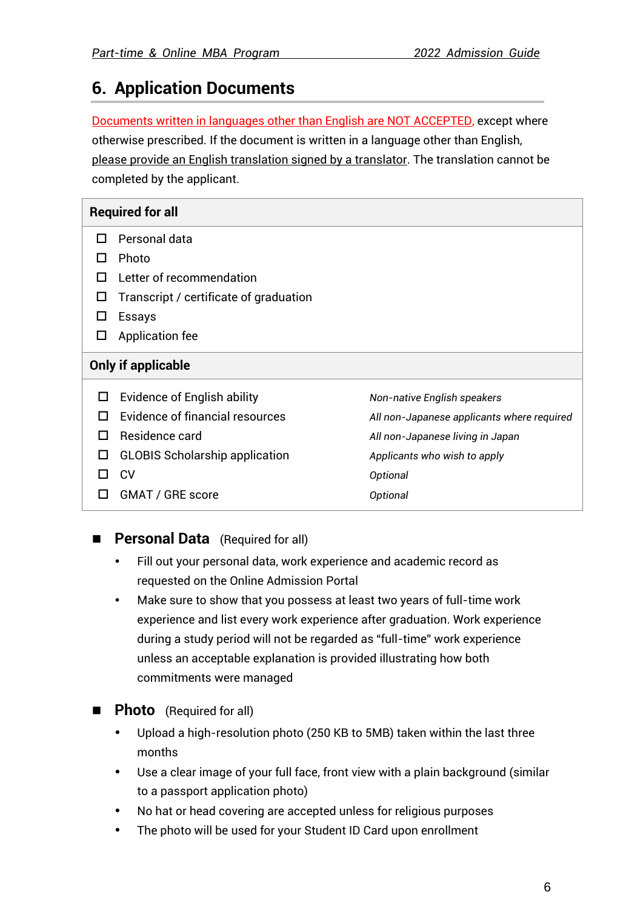## 6. Application Documents

Documents written in languages other than English are NOT ACCEPTED, except where otherwise prescribed. If the document is written in a language other than English, please provide an English translation signed by a translator. The translation cannot be completed by the applicant.

| **Required for all** | |
|---|---|
| ☐ Personal data | |
| ☐ Photo | |
| ☐ Letter of recommendation | |
| ☐ Transcript / certificate of graduation | |
| ☐ Essays | |
| ☐ Application fee | |
| **Only if applicable** | |
| ☐ Evidence of English ability | *Non-native English speakers* |
| ☐ Evidence of financial resources | *All non-Japanese applicants where required* |
| ☐ Residence card | *All non-Japanese living in Japan* |
| ☐ GLOBIS Scholarship application | *Applicants who wish to apply* |
| ☐ CV | *Optional* |
| ☐ GMAT / GRE score | *Optional* |

### ■ Personal Data (Required for all)

- Fill out your personal data, work experience and academic record as requested on the Online Admission Portal
- Make sure to show that you possess at least two years of full-time work experience and list every work experience after graduation. Work experience during a study period will not be regarded as "full-time" work experience unless an acceptable explanation is provided illustrating how both commitments were managed

### ■ Photo (Required for all)

- Upload a high-resolution photo (250 KB to 5MB) taken within the last three months
- Use a clear image of your full face, front view with a plain background (similar to a passport application photo)
- No hat or head covering are accepted unless for religious purposes
- The photo will be used for your Student ID Card upon enrollment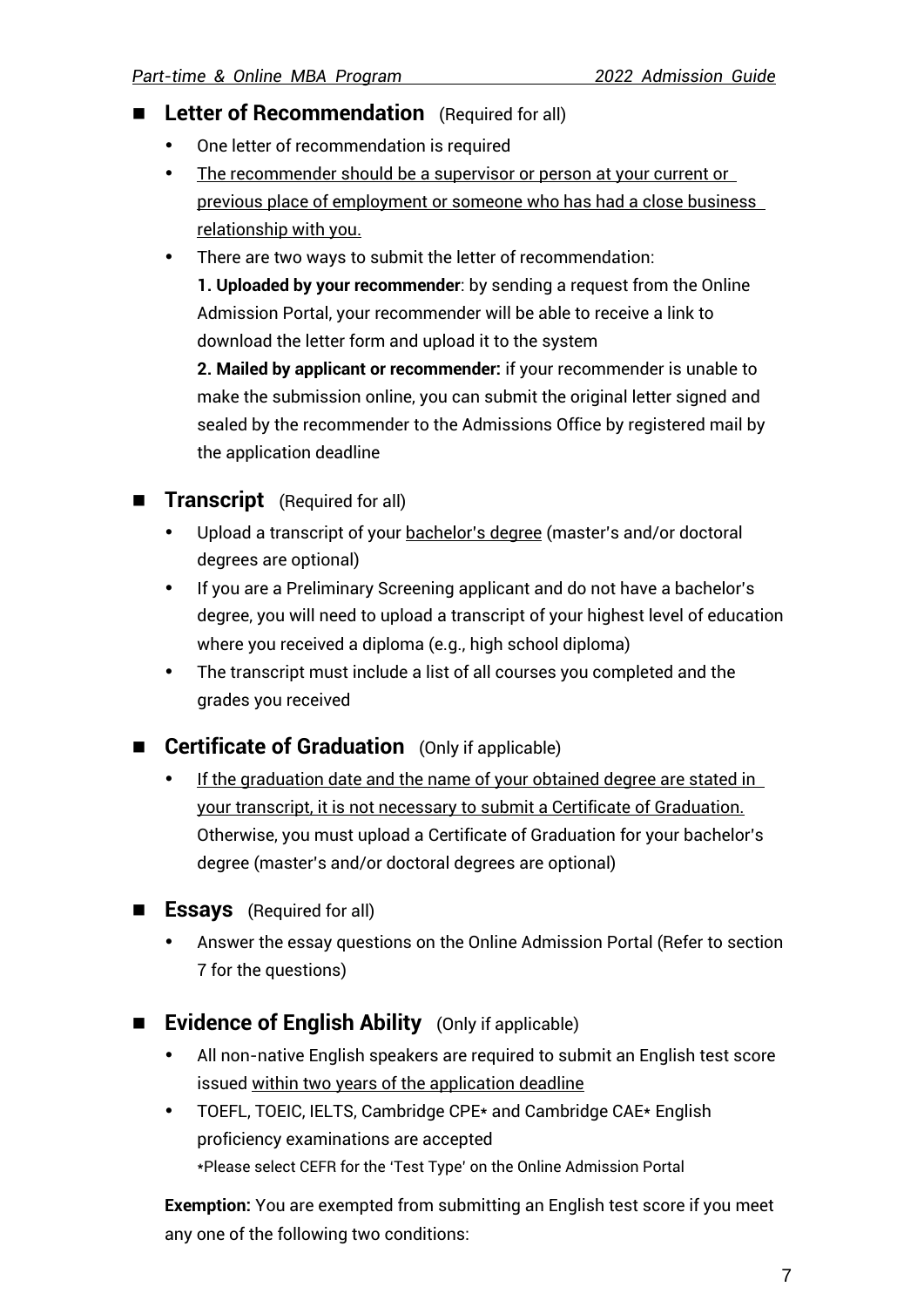## Letter of Recommendation (Required for all)

- One letter of recommendation is required
- <u>The recommender should be a supervisor or person at your current or previous place of employment or someone who has had a close business relationship with you.</u>
- There are two ways to submit the letter of recommendation:
  **1. Uploaded by your recommender**: by sending a request from the Online Admission Portal, your recommender will be able to receive a link to download the letter form and upload it to the system
  **2. Mailed by applicant or recommender:** if your recommender is unable to make the submission online, you can submit the original letter signed and sealed by the recommender to the Admissions Office by registered mail by the application deadline

## Transcript (Required for all)

- Upload a transcript of your <u>bachelor's degree</u> (master's and/or doctoral degrees are optional)
- If you are a Preliminary Screening applicant and do not have a bachelor's degree, you will need to upload a transcript of your highest level of education where you received a diploma (e.g., high school diploma)
- The transcript must include a list of all courses you completed and the grades you received

## Certificate of Graduation (Only if applicable)

- <u>If the graduation date and the name of your obtained degree are stated in your transcript, it is not necessary to submit a Certificate of Graduation.</u> Otherwise, you must upload a Certificate of Graduation for your bachelor's degree (master's and/or doctoral degrees are optional)

## Essays (Required for all)

- Answer the essay questions on the Online Admission Portal (Refer to section 7 for the questions)

## Evidence of English Ability (Only if applicable)

- All non-native English speakers are required to submit an English test score issued <u>within two years of the application deadline</u>
- TOEFL, TOEIC, IELTS, Cambridge CPE* and Cambridge CAE* English proficiency examinations are accepted
  *Please select CEFR for the 'Test Type' on the Online Admission Portal

**Exemption:** You are exempted from submitting an English test score if you meet any one of the following two conditions: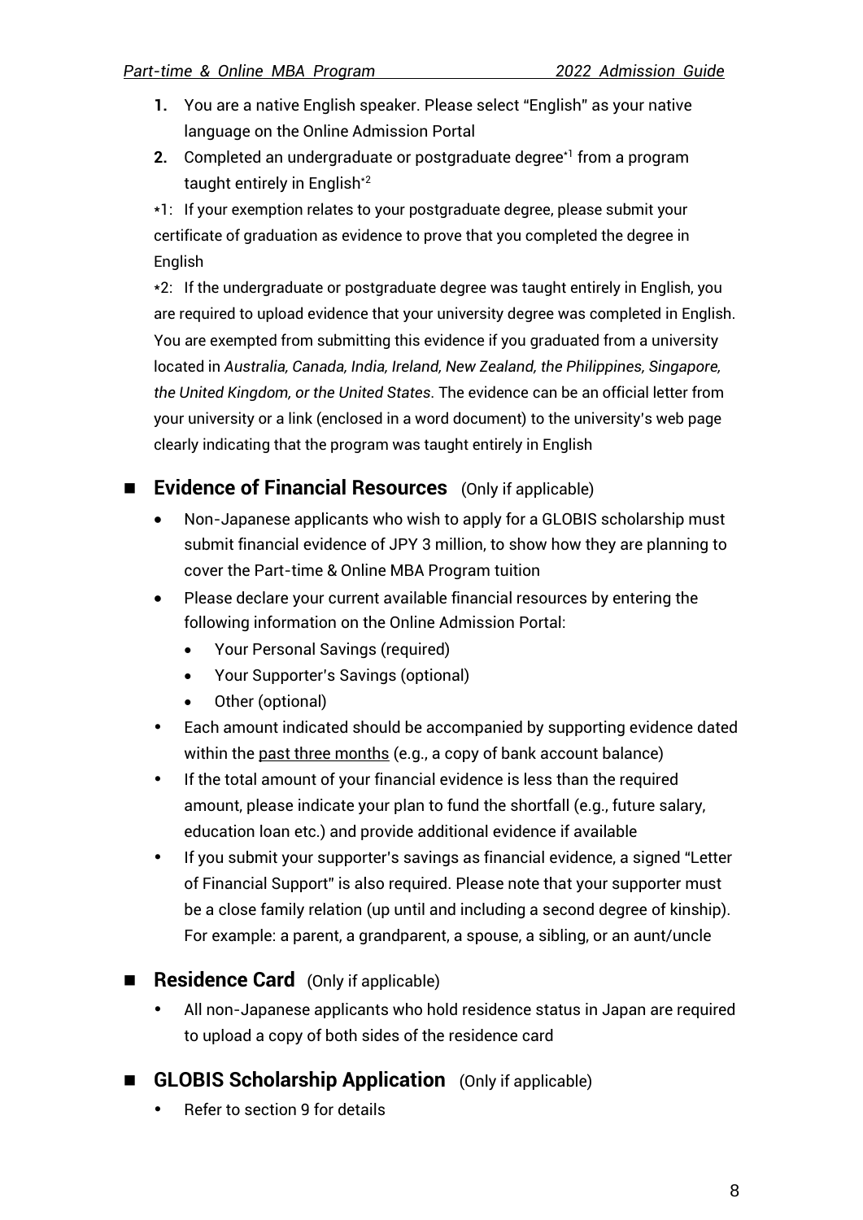1. You are a native English speaker. Please select "English" as your native language on the Online Admission Portal
2. Completed an undergraduate or postgraduate degree[*1] from a program taught entirely in English[*2]

*1: If your exemption relates to your postgraduate degree, please submit your certificate of graduation as evidence to prove that you completed the degree in English

*2: If the undergraduate or postgraduate degree was taught entirely in English, you are required to upload evidence that your university degree was completed in English. You are exempted from submitting this evidence if you graduated from a university located in *Australia, Canada, India, Ireland, New Zealand, the Philippines, Singapore, the United Kingdom, or the United States.* The evidence can be an official letter from your university or a link (enclosed in a word document) to the university's web page clearly indicating that the program was taught entirely in English

## Evidence of Financial Resources (Only if applicable)

- Non-Japanese applicants who wish to apply for a GLOBIS scholarship must submit financial evidence of JPY 3 million, to show how they are planning to cover the Part-time & Online MBA Program tuition
- Please declare your current available financial resources by entering the following information on the Online Admission Portal:
  - Your Personal Savings (required)
  - Your Supporter's Savings (optional)
  - Other (optional)
- Each amount indicated should be accompanied by supporting evidence dated within the past three months (e.g., a copy of bank account balance)
- If the total amount of your financial evidence is less than the required amount, please indicate your plan to fund the shortfall (e.g., future salary, education loan etc.) and provide additional evidence if available
- If you submit your supporter's savings as financial evidence, a signed "Letter of Financial Support" is also required. Please note that your supporter must be a close family relation (up until and including a second degree of kinship). For example: a parent, a grandparent, a spouse, a sibling, or an aunt/uncle

## Residence Card (Only if applicable)

- All non-Japanese applicants who hold residence status in Japan are required to upload a copy of both sides of the residence card

## GLOBIS Scholarship Application (Only if applicable)

- Refer to section 9 for details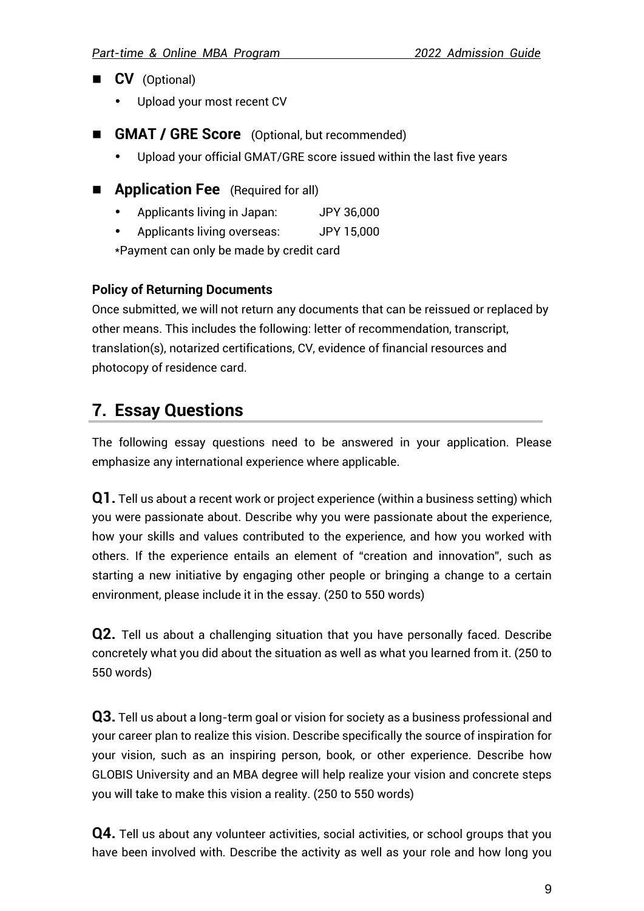- **CV** (Optional)
  - Upload your most recent CV
- **GMAT / GRE Score** (Optional, but recommended)
  - Upload your official GMAT/GRE score issued within the last five years
- **Application Fee** (Required for all)
  - Applicants living in Japan: JPY 36,000
  - Applicants living overseas: JPY 15,000

  *Payment can only be made by credit card

**Policy of Returning Documents**

Once submitted, we will not return any documents that can be reissued or replaced by other means. This includes the following: letter of recommendation, transcript, translation(s), notarized certifications, CV, evidence of financial resources and photocopy of residence card.

## 7. Essay Questions

The following essay questions need to be answered in your application. Please emphasize any international experience where applicable.

**Q1.** Tell us about a recent work or project experience (within a business setting) which you were passionate about. Describe why you were passionate about the experience, how your skills and values contributed to the experience, and how you worked with others. If the experience entails an element of "creation and innovation", such as starting a new initiative by engaging other people or bringing a change to a certain environment, please include it in the essay. (250 to 550 words)

**Q2.** Tell us about a challenging situation that you have personally faced. Describe concretely what you did about the situation as well as what you learned from it. (250 to 550 words)

**Q3.** Tell us about a long-term goal or vision for society as a business professional and your career plan to realize this vision. Describe specifically the source of inspiration for your vision, such as an inspiring person, book, or other experience. Describe how GLOBIS University and an MBA degree will help realize your vision and concrete steps you will take to make this vision a reality. (250 to 550 words)

**Q4.** Tell us about any volunteer activities, social activities, or school groups that you have been involved with. Describe the activity as well as your role and how long you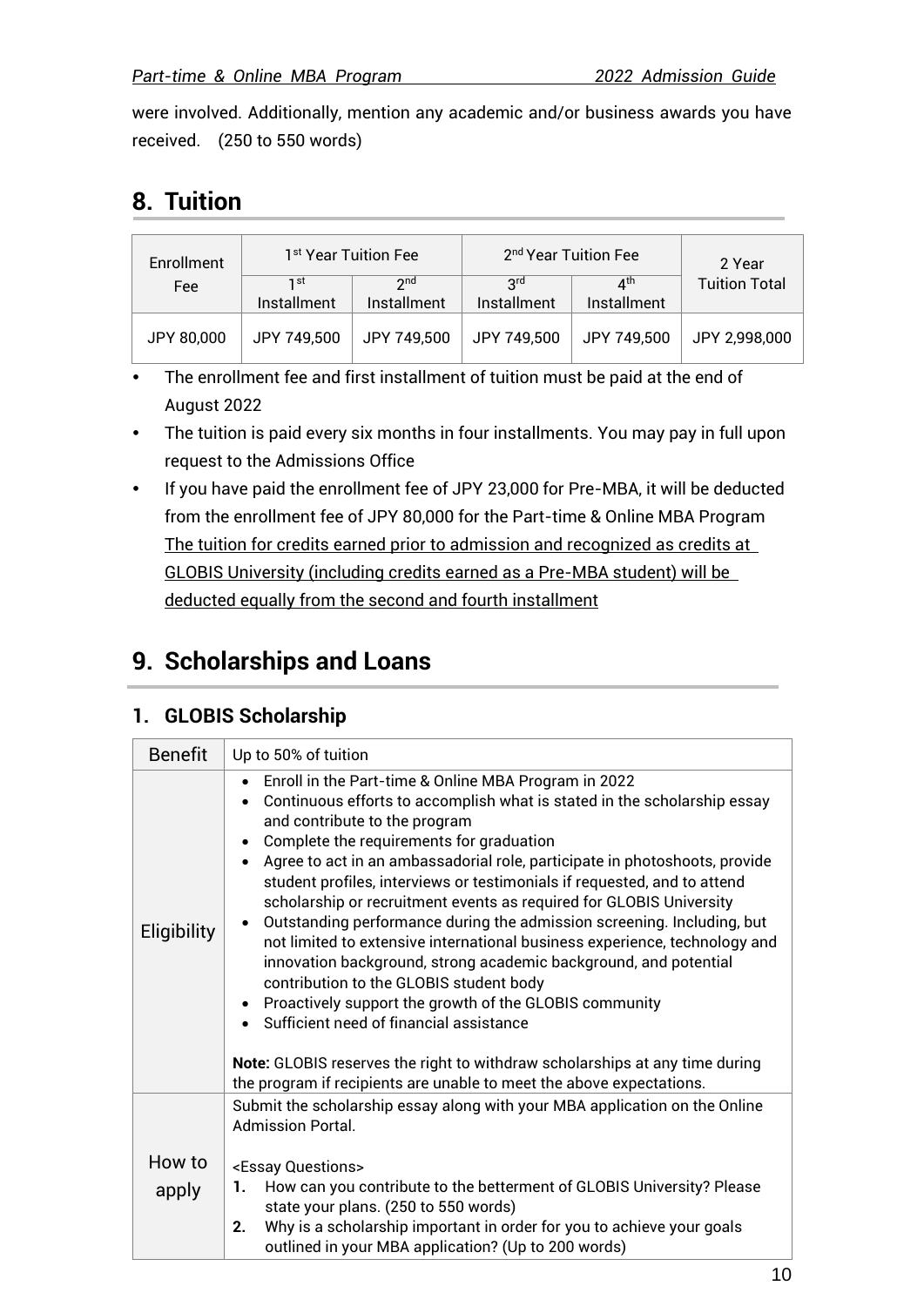were involved. Additionally, mention any academic and/or business awards you have received. (250 to 550 words)

# 8. Tuition

| Enrollment Fee | 1st Year Tuition Fee | | 2nd Year Tuition Fee | | 2 Year Tuition Total |
|---|---|---|---|---|---|
| | 1st Installment | 2nd Installment | 3rd Installment | 4th Installment | |
| JPY 80,000 | JPY 749,500 | JPY 749,500 | JPY 749,500 | JPY 749,500 | JPY 2,998,000 |

- The enrollment fee and first installment of tuition must be paid at the end of August 2022
- The tuition is paid every six months in four installments. You may pay in full upon request to the Admissions Office
- If you have paid the enrollment fee of JPY 23,000 for Pre-MBA, it will be deducted from the enrollment fee of JPY 80,000 for the Part-time & Online MBA Program The tuition for credits earned prior to admission and recognized as credits at GLOBIS University (including credits earned as a Pre-MBA student) will be deducted equally from the second and fourth installment

# 9. Scholarships and Loans

## 1. GLOBIS Scholarship

| | |
|---|---|
| Benefit | Up to 50% of tuition |
| Eligibility | • Enroll in the Part-time & Online MBA Program in 2022<br>• Continuous efforts to accomplish what is stated in the scholarship essay and contribute to the program<br>• Complete the requirements for graduation<br>• Agree to act in an ambassadorial role, participate in photoshoots, provide student profiles, interviews or testimonials if requested, and to attend scholarship or recruitment events as required for GLOBIS University<br>• Outstanding performance during the admission screening. Including, but not limited to extensive international business experience, technology and innovation background, strong academic background, and potential contribution to the GLOBIS student body<br>• Proactively support the growth of the GLOBIS community<br>• Sufficient need of financial assistance<br><br>**Note:** GLOBIS reserves the right to withdraw scholarships at any time during the program if recipients are unable to meet the above expectations. |
| How to apply | Submit the scholarship essay along with your MBA application on the Online Admission Portal.<br><br><Essay Questions><br>**1.** How can you contribute to the betterment of GLOBIS University? Please state your plans. (250 to 550 words)<br>**2.** Why is a scholarship important in order for you to achieve your goals outlined in your MBA application? (Up to 200 words) |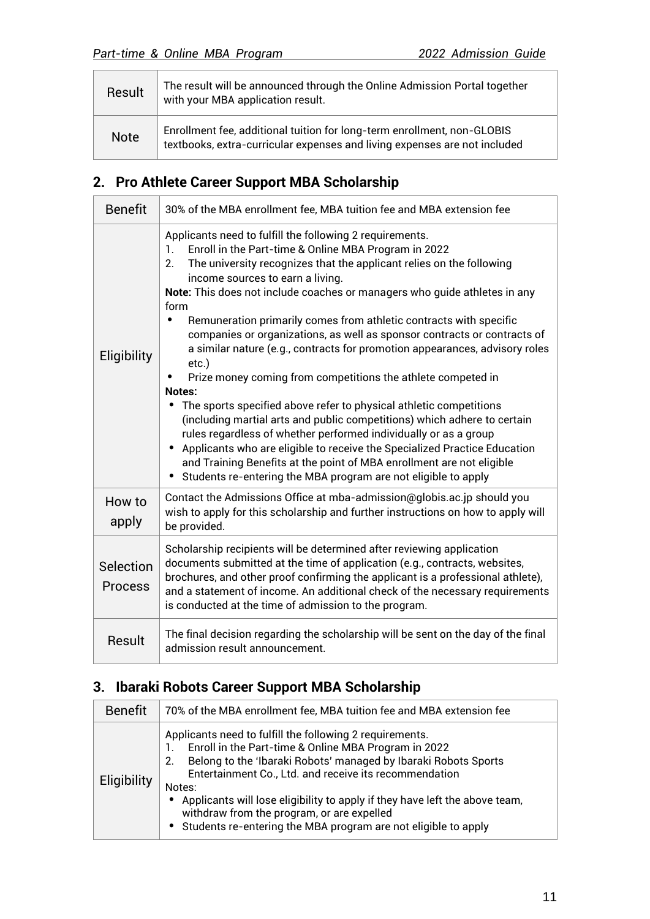| | |
|---|---|
| Result | The result will be announced through the Online Admission Portal together with your MBA application result. |
| Note | Enrollment fee, additional tuition for long-term enrollment, non-GLOBIS textbooks, extra-curricular expenses and living expenses are not included |

## 2. Pro Athlete Career Support MBA Scholarship

| | |
|---|---|
| Benefit | 30% of the MBA enrollment fee, MBA tuition fee and MBA extension fee |
| Eligibility | Applicants need to fulfill the following 2 requirements.<br>1. Enroll in the Part-time & Online MBA Program in 2022<br>2. The university recognizes that the applicant relies on the following income sources to earn a living.<br>**Note:** This does not include coaches or managers who guide athletes in any form<br>• Remuneration primarily comes from athletic contracts with specific companies or organizations, as well as sponsor contracts or contracts of a similar nature (e.g., contracts for promotion appearances, advisory roles etc.)<br>• Prize money coming from competitions the athlete competed in<br>**Notes:**<br>• The sports specified above refer to physical athletic competitions (including martial arts and public competitions) which adhere to certain rules regardless of whether performed individually or as a group<br>• Applicants who are eligible to receive the Specialized Practice Education and Training Benefits at the point of MBA enrollment are not eligible<br>• Students re-entering the MBA program are not eligible to apply |
| How to apply | Contact the Admissions Office at mba-admission@globis.ac.jp should you wish to apply for this scholarship and further instructions on how to apply will be provided. |
| Selection Process | Scholarship recipients will be determined after reviewing application documents submitted at the time of application (e.g., contracts, websites, brochures, and other proof confirming the applicant is a professional athlete), and a statement of income. An additional check of the necessary requirements is conducted at the time of admission to the program. |
| Result | The final decision regarding the scholarship will be sent on the day of the final admission result announcement. |

## 3. Ibaraki Robots Career Support MBA Scholarship

| | |
|---|---|
| Benefit | 70% of the MBA enrollment fee, MBA tuition fee and MBA extension fee |
| Eligibility | Applicants need to fulfill the following 2 requirements.<br>1. Enroll in the Part-time & Online MBA Program in 2022<br>2. Belong to the 'Ibaraki Robots' managed by Ibaraki Robots Sports Entertainment Co., Ltd. and receive its recommendation<br>Notes:<br>• Applicants will lose eligibility to apply if they have left the above team, withdraw from the program, or are expelled<br>• Students re-entering the MBA program are not eligible to apply |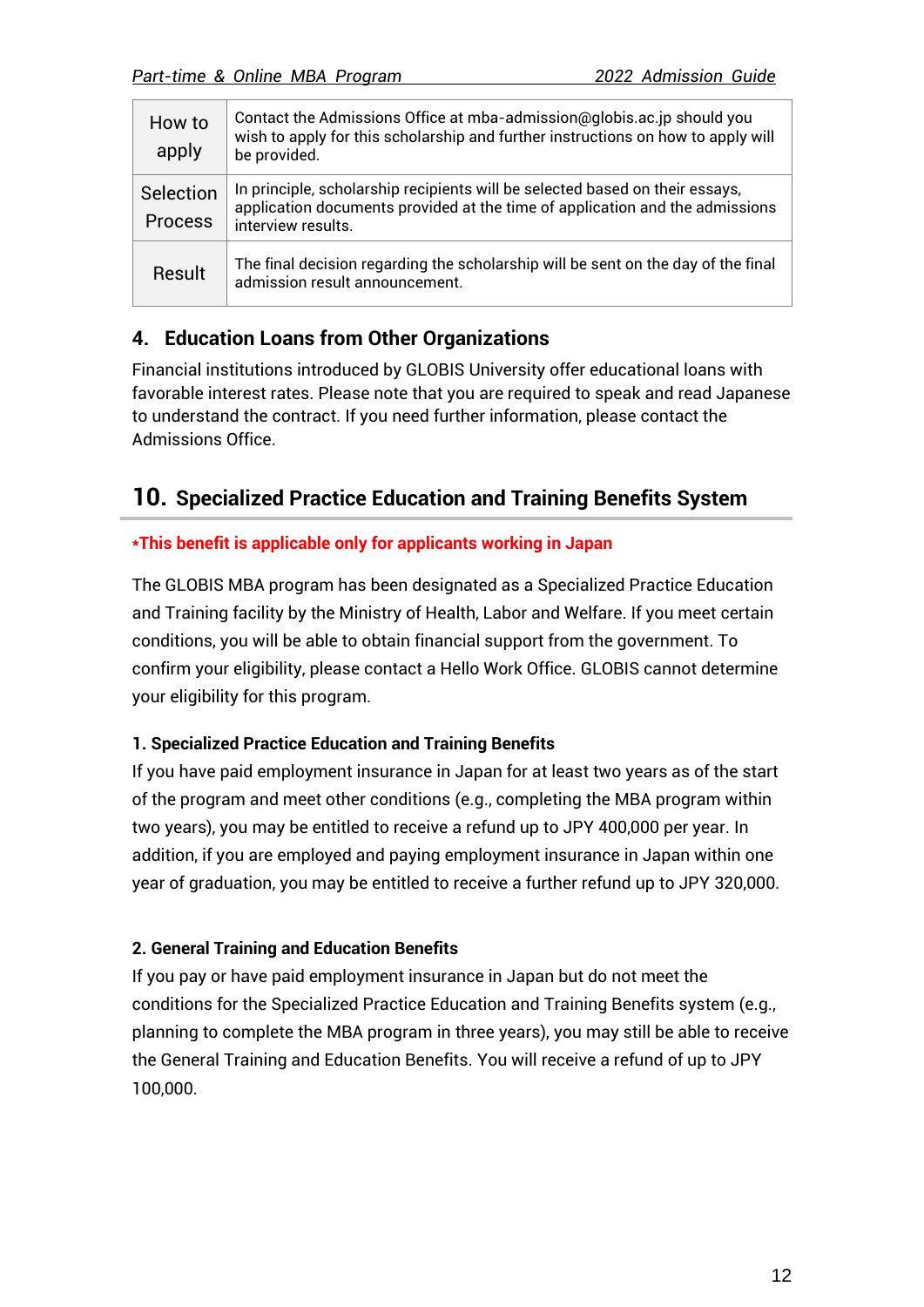| How to apply | Contact the Admissions Office at mba-admission@globis.ac.jp should you wish to apply for this scholarship and further instructions on how to apply will be provided. |
|---|---|
| Selection Process | In principle, scholarship recipients will be selected based on their essays, application documents provided at the time of application and the admissions interview results. |
| Result | The final decision regarding the scholarship will be sent on the day of the final admission result announcement. |

### 4. Education Loans from Other Organizations

Financial institutions introduced by GLOBIS University offer educational loans with favorable interest rates. Please note that you are required to speak and read Japanese to understand the contract. If you need further information, please contact the Admissions Office.

## 10. Specialized Practice Education and Training Benefits System

***This benefit is applicable only for applicants working in Japan**

The GLOBIS MBA program has been designated as a Specialized Practice Education and Training facility by the Ministry of Health, Labor and Welfare. If you meet certain conditions, you will be able to obtain financial support from the government. To confirm your eligibility, please contact a Hello Work Office. GLOBIS cannot determine your eligibility for this program.

**1. Specialized Practice Education and Training Benefits**

If you have paid employment insurance in Japan for at least two years as of the start of the program and meet other conditions (e.g., completing the MBA program within two years), you may be entitled to receive a refund up to JPY 400,000 per year. In addition, if you are employed and paying employment insurance in Japan within one year of graduation, you may be entitled to receive a further refund up to JPY 320,000.

**2. General Training and Education Benefits**

If you pay or have paid employment insurance in Japan but do not meet the conditions for the Specialized Practice Education and Training Benefits system (e.g., planning to complete the MBA program in three years), you may still be able to receive the General Training and Education Benefits. You will receive a refund of up to JPY 100,000.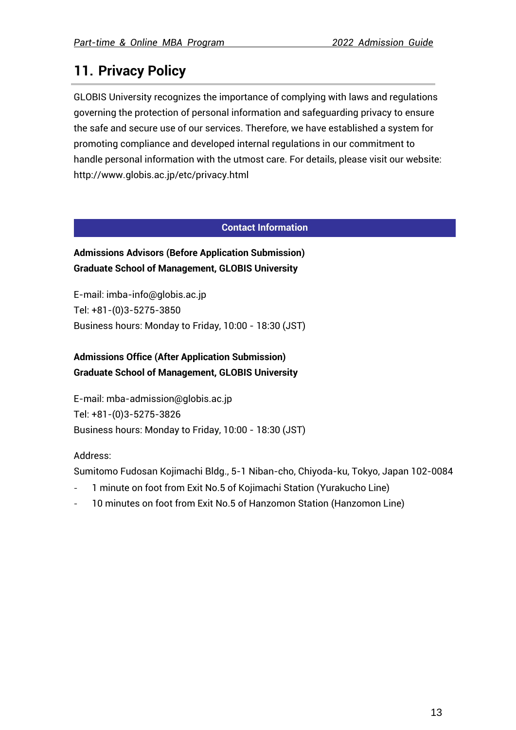## 11. Privacy Policy

GLOBIS University recognizes the importance of complying with laws and regulations governing the protection of personal information and safeguarding privacy to ensure the safe and secure use of our services. Therefore, we have established a system for promoting compliance and developed internal regulations in our commitment to handle personal information with the utmost care. For details, please visit our website: http://www.globis.ac.jp/etc/privacy.html

### Contact Information

**Admissions Advisors (Before Application Submission)**
**Graduate School of Management, GLOBIS University**

E-mail: imba-info@globis.ac.jp
Tel: +81-(0)3-5275-3850
Business hours: Monday to Friday, 10:00 - 18:30 (JST)

**Admissions Office (After Application Submission)**
**Graduate School of Management, GLOBIS University**

E-mail: mba-admission@globis.ac.jp
Tel: +81-(0)3-5275-3826
Business hours: Monday to Friday, 10:00 - 18:30 (JST)

Address:
Sumitomo Fudosan Kojimachi Bldg., 5-1 Niban-cho, Chiyoda-ku, Tokyo, Japan 102-0084

- 1 minute on foot from Exit No.5 of Kojimachi Station (Yurakucho Line)
- 10 minutes on foot from Exit No.5 of Hanzomon Station (Hanzomon Line)